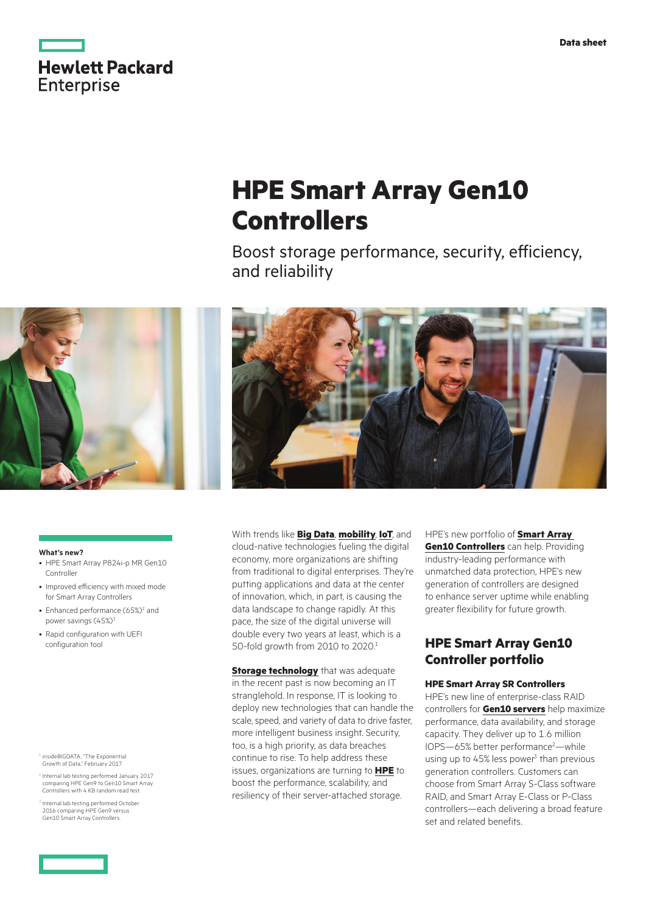Hewlett Packard Enterprise

Data sheet

# HPE Smart Array Gen10 Controllers

Boost storage performance, security, efficiency, and reliability

**What's new?**

- HPE Smart Array P824i-p MR Gen10 Controller
- Improved efficiency with mixed mode for Smart Array Controllers
- Enhanced performance (65%)[2] and power savings (45%)[3]
- Rapid configuration with UEFI configuration tool

With trends like **Big Data**, **mobility**, **IoT**, and cloud-native technologies fueling the digital economy, more organizations are shifting from traditional to digital enterprises. They're putting applications and data at the center of innovation, which, in part, is causing the data landscape to change rapidly. At this pace, the size of the digital universe will double every two years at least, which is a 50-fold growth from 2010 to 2020.[1]

**Storage technology** that was adequate in the recent past is now becoming an IT stranglehold. In response, IT is looking to deploy new technologies that can handle the scale, speed, and variety of data to drive faster, more intelligent business insight. Security, too, is a high priority, as data breaches continue to rise. To help address these issues, organizations are turning to **HPE** to boost the performance, scalability, and resiliency of their server-attached storage.

HPE's new portfolio of **Smart Array Gen10 Controllers** can help. Providing industry-leading performance with unmatched data protection, HPE's new generation of controllers are designed to enhance server uptime while enabling greater flexibility for future growth.

## HPE Smart Array Gen10 Controller portfolio

### HPE Smart Array SR Controllers

HPE's new line of enterprise-class RAID controllers for **Gen10 servers** help maximize performance, data availability, and storage capacity. They deliver up to 1.6 million IOPS—65% better performance[2]—while using up to 45% less power[3] than previous generation controllers. Customers can choose from Smart Array S-Class software RAID, and Smart Array E-Class or P-Class controllers—each delivering a broad feature set and related benefits.

[1] insideBIGDATA, "The Exponential Growth of Data," February 2017.

[2] Internal lab testing performed January 2017 comparing HPE Gen9 to Gen10 Smart Array Controllers with 4 KB random read test.

[3] Internal lab testing performed October 2016 comparing HPE Gen9 versus Gen10 Smart Array Controllers.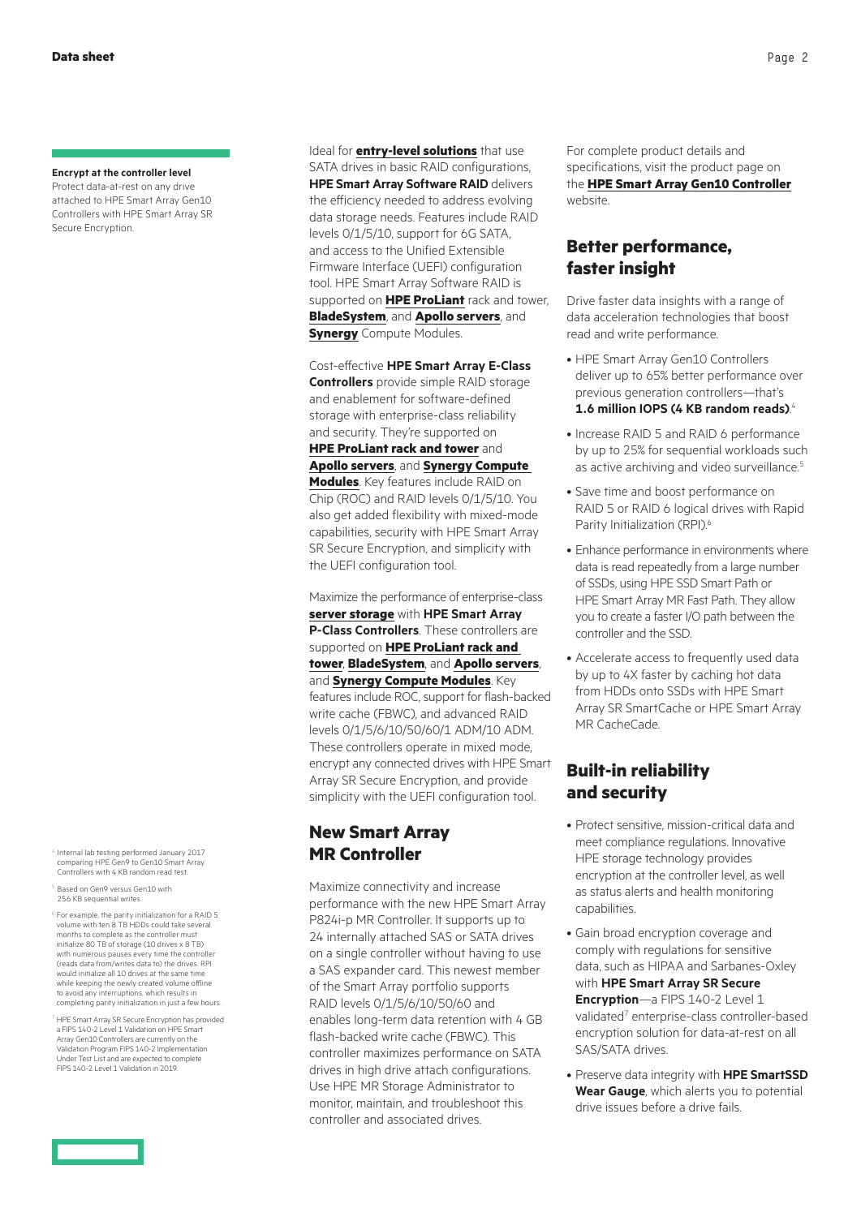**Encrypt at the controller level**

Protect data-at-rest on any drive attached to HPE Smart Array Gen10 Controllers with HPE Smart Array SR Secure Encryption.

Ideal for **entry-level solutions** that use SATA drives in basic RAID configurations, **HPE Smart Array Software RAID** delivers the efficiency needed to address evolving data storage needs. Features include RAID levels 0/1/5/10, support for 6G SATA, and access to the Unified Extensible Firmware Interface (UEFI) configuration tool. HPE Smart Array Software RAID is supported on **HPE ProLiant** rack and tower, **BladeSystem**, and **Apollo servers**, and **Synergy** Compute Modules.

Cost-effective **HPE Smart Array E-Class Controllers** provide simple RAID storage and enablement for software-defined storage with enterprise-class reliability and security. They're supported on **HPE ProLiant rack and tower** and **Apollo servers**, and **Synergy Compute Modules**. Key features include RAID on Chip (ROC) and RAID levels 0/1/5/10. You also get added flexibility with mixed-mode capabilities, security with HPE Smart Array SR Secure Encryption, and simplicity with the UEFI configuration tool.

Maximize the performance of enterprise-class **server storage** with **HPE Smart Array P-Class Controllers**. These controllers are supported on **HPE ProLiant rack and tower**, **BladeSystem**, and **Apollo servers**, and **Synergy Compute Modules**. Key features include ROC, support for flash-backed write cache (FBWC), and advanced RAID levels 0/1/5/6/10/50/60/1 ADM/10 ADM. These controllers operate in mixed mode, encrypt any connected drives with HPE Smart Array SR Secure Encryption, and provide simplicity with the UEFI configuration tool.

## New Smart Array MR Controller

Maximize connectivity and increase performance with the new HPE Smart Array P824i-p MR Controller. It supports up to 24 internally attached SAS or SATA drives on a single controller without having to use a SAS expander card. This newest member of the Smart Array portfolio supports RAID levels 0/1/5/6/10/50/60 and enables long-term data retention with 4 GB flash-backed write cache (FBWC). This controller maximizes performance on SATA drives in high drive attach configurations. Use HPE MR Storage Administrator to monitor, maintain, and troubleshoot this controller and associated drives.

For complete product details and specifications, visit the product page on the **HPE Smart Array Gen10 Controller** website.

## Better performance, faster insight

Drive faster data insights with a range of data acceleration technologies that boost read and write performance.

- HPE Smart Array Gen10 Controllers deliver up to 65% better performance over previous generation controllers—that's **1.6 million IOPS (4 KB random reads)**.[4]
- Increase RAID 5 and RAID 6 performance by up to 25% for sequential workloads such as active archiving and video surveillance.[5]
- Save time and boost performance on RAID 5 or RAID 6 logical drives with Rapid Parity Initialization (RPI).[6]
- Enhance performance in environments where data is read repeatedly from a large number of SSDs, using HPE SSD Smart Path or HPE Smart Array MR Fast Path. They allow you to create a faster I/O path between the controller and the SSD.
- Accelerate access to frequently used data by up to 4X faster by caching hot data from HDDs onto SSDs with HPE Smart Array SR SmartCache or HPE Smart Array MR CacheCade.

## Built-in reliability and security

- Protect sensitive, mission-critical data and meet compliance regulations. Innovative HPE storage technology provides encryption at the controller level, as well as status alerts and health monitoring capabilities.
- Gain broad encryption coverage and comply with regulations for sensitive data, such as HIPAA and Sarbanes-Oxley with **HPE Smart Array SR Secure Encryption**—a FIPS 140-2 Level 1 validated[7] enterprise-class controller-based encryption solution for data-at-rest on all SAS/SATA drives.
- Preserve data integrity with **HPE SmartSSD Wear Gauge**, which alerts you to potential drive issues before a drive fails.

[4] Internal lab testing performed January 2017 comparing HPE Gen9 to Gen10 Smart Array Controllers with 4 KB random read test.

[5] Based on Gen9 versus Gen10 with 256 KB sequential writes.

[6] For example, the parity initialization for a RAID 5 volume with ten 8 TB HDDs could take several months to complete as the controller must initialize 80 TB of storage (10 drives x 8 TB) with numerous pauses every time the controller (reads data from/writes data to) the drives. RPI would initialize all 10 drives at the same time while keeping the newly created volume offline to avoid any interruptions, which results in completing parity initialization in just a few hours.

[7] HPE Smart Array SR Secure Encryption has provided a FIPS 140-2 Level 1 Validation on HPE Smart Array Gen10 Controllers are currently on the Validation Program FIPS 140-2 Implementation Under Test List and are expected to complete FIPS 140-2 Level 1 Validation in 2019.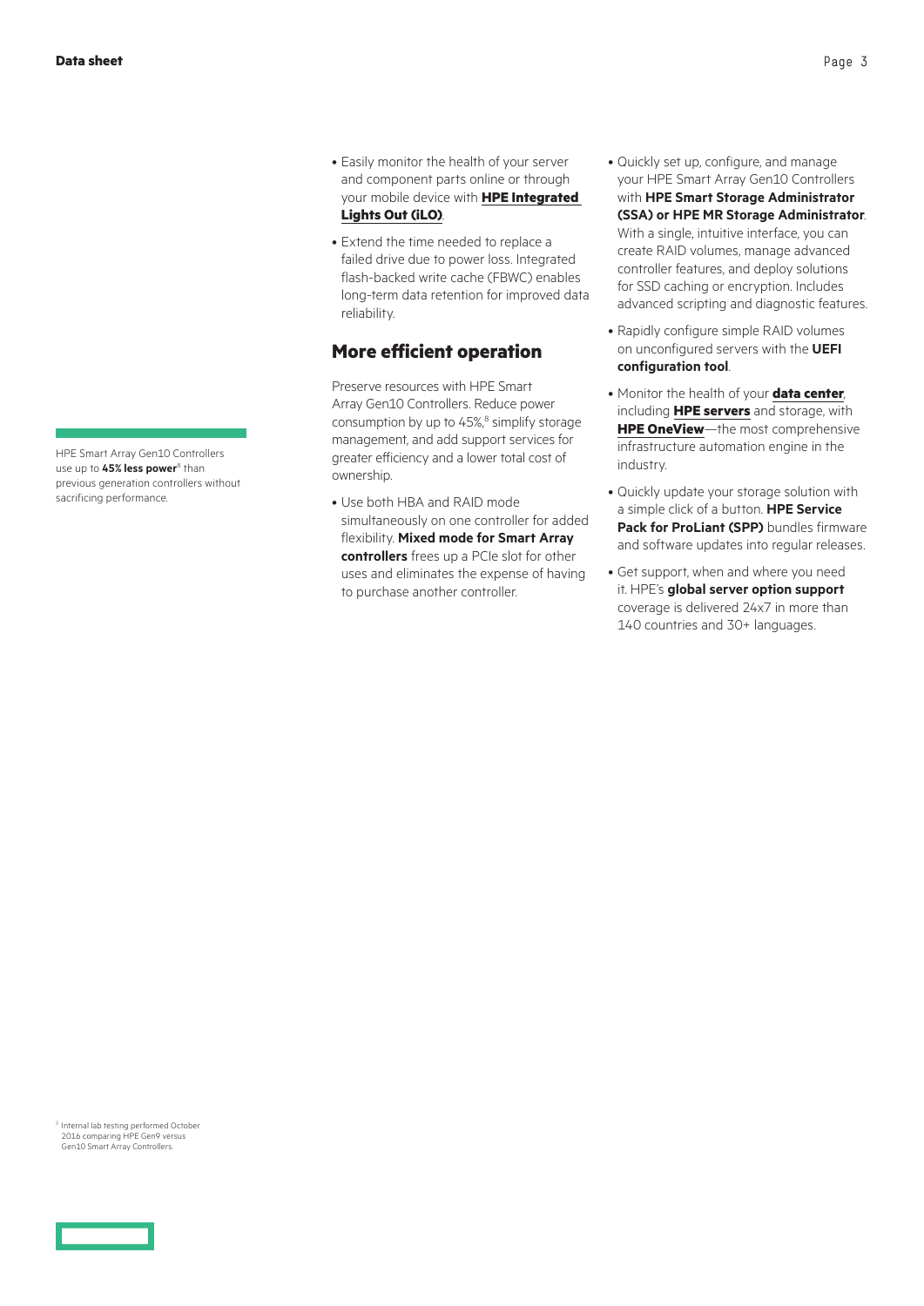- Easily monitor the health of your server and component parts online or through your mobile device with **HPE Integrated Lights Out (iLO)**.
- Extend the time needed to replace a failed drive due to power loss. Integrated flash-backed write cache (FBWC) enables long-term data retention for improved data reliability.

## More efficient operation

Preserve resources with HPE Smart Array Gen10 Controllers. Reduce power consumption by up to 45%,[8] simplify storage management, and add support services for greater efficiency and a lower total cost of ownership.

- Use both HBA and RAID mode simultaneously on one controller for added flexibility. **Mixed mode for Smart Array controllers** frees up a PCIe slot for other uses and eliminates the expense of having to purchase another controller.
- Quickly set up, configure, and manage your HPE Smart Array Gen10 Controllers with **HPE Smart Storage Administrator (SSA) or HPE MR Storage Administrator**. With a single, intuitive interface, you can create RAID volumes, manage advanced controller features, and deploy solutions for SSD caching or encryption. Includes advanced scripting and diagnostic features.
- Rapidly configure simple RAID volumes on unconfigured servers with the **UEFI configuration tool**.
- Monitor the health of your **data center**, including **HPE servers** and storage, with **HPE OneView**—the most comprehensive infrastructure automation engine in the industry.
- Quickly update your storage solution with a simple click of a button. **HPE Service Pack for ProLiant (SPP)** bundles firmware and software updates into regular releases.
- Get support, when and where you need it. HPE's **global server option support** coverage is delivered 24x7 in more than 140 countries and 30+ languages.

HPE Smart Array Gen10 Controllers use up to **45% less power**[8] than previous generation controllers without sacrificing performance.

[8] Internal lab testing performed October 2016 comparing HPE Gen9 versus Gen10 Smart Array Controllers.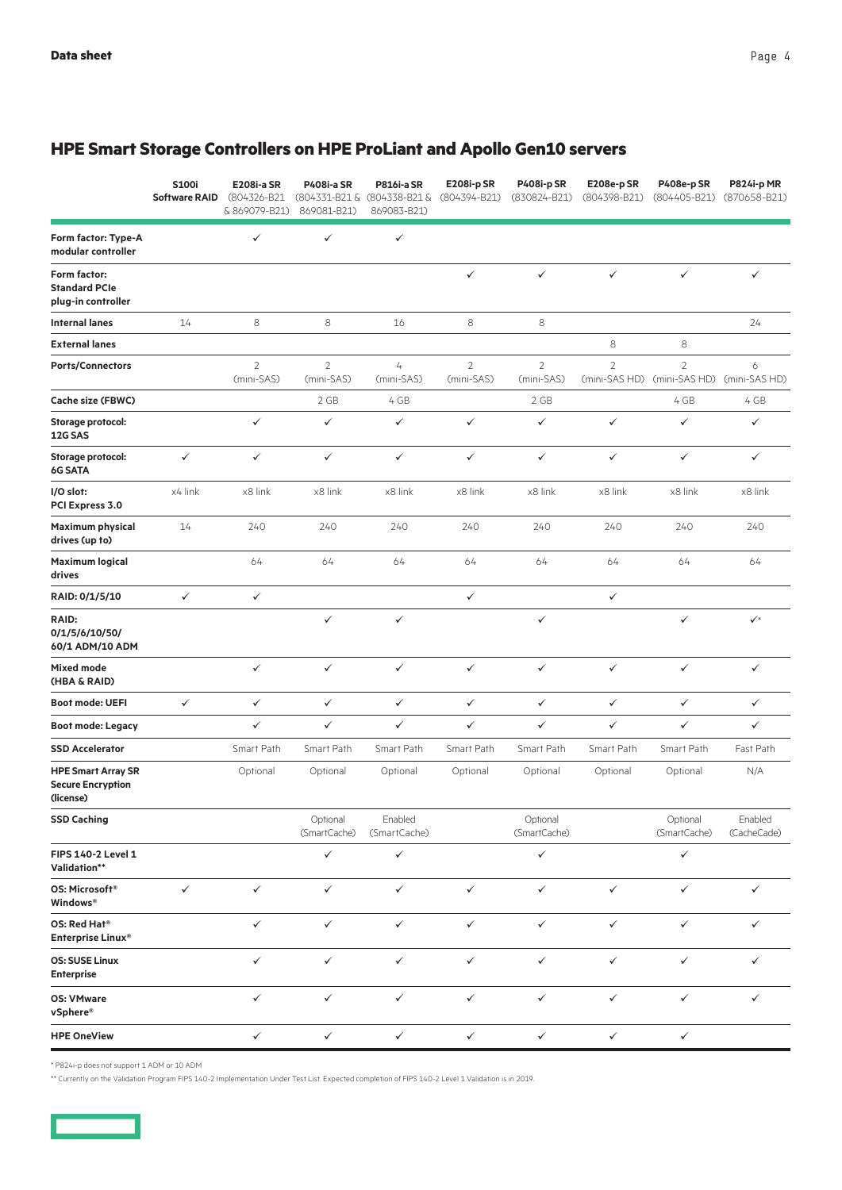## HPE Smart Storage Controllers on HPE ProLiant and Apollo Gen10 servers

| | S100i Software RAID | E208i-a SR (804326-B21 & 869079-B21) | P408i-a SR (804331-B21 & 869081-B21) | P816i-a SR (804338-B21 & 869083-B21) | E208i-p SR (804394-B21) | P408i-p SR (830824-B21) | E208e-p SR (804398-B21) | P408e-p SR (804405-B21) | P824i-p MR (870658-B21) |
|---|---|---|---|---|---|---|---|---|---|
| **Form factor: Type-A modular controller** | | ✓ | ✓ | ✓ | | | | | |
| **Form factor: Standard PCIe plug-in controller** | | | | | ✓ | ✓ | ✓ | ✓ | ✓ |
| **Internal lanes** | 14 | 8 | 8 | 16 | 8 | 8 | | | 24 |
| **External lanes** | | | | | | | 8 | 8 | |
| **Ports/Connectors** | | 2 (mini-SAS) | 2 (mini-SAS) | 4 (mini-SAS) | 2 (mini-SAS) | 2 (mini-SAS) | 2 (mini-SAS HD) | 2 (mini-SAS HD) | 6 (mini-SAS HD) |
| **Cache size (FBWC)** | | | 2 GB | 4 GB | | 2 GB | | 4 GB | 4 GB |
| **Storage protocol: 12G SAS** | | ✓ | ✓ | ✓ | ✓ | ✓ | ✓ | ✓ | ✓ |
| **Storage protocol: 6G SATA** | ✓ | ✓ | ✓ | ✓ | ✓ | ✓ | ✓ | ✓ | ✓ |
| **I/O slot: PCI Express 3.0** | x4 link | x8 link | x8 link | x8 link | x8 link | x8 link | x8 link | x8 link | x8 link |
| **Maximum physical drives (up to)** | 14 | 240 | 240 | 240 | 240 | 240 | 240 | 240 | 240 |
| **Maximum logical drives** | | 64 | 64 | 64 | 64 | 64 | 64 | 64 | 64 |
| **RAID: 0/1/5/10** | ✓ | ✓ | | | ✓ | | ✓ | | |
| **RAID: 0/1/5/6/10/50/60/1 ADM/10 ADM** | | | ✓ | ✓ | | ✓ | | ✓ | ✓* |
| **Mixed mode (HBA & RAID)** | | ✓ | ✓ | ✓ | ✓ | ✓ | ✓ | ✓ | ✓ |
| **Boot mode: UEFI** | ✓ | ✓ | ✓ | ✓ | ✓ | ✓ | ✓ | ✓ | ✓ |
| **Boot mode: Legacy** | | ✓ | ✓ | ✓ | ✓ | ✓ | ✓ | ✓ | ✓ |
| **SSD Accelerator** | | Smart Path | Smart Path | Smart Path | Smart Path | Smart Path | Smart Path | Smart Path | Fast Path |
| **HPE Smart Array SR Secure Encryption (license)** | | Optional | Optional | Optional | Optional | Optional | Optional | Optional | N/A |
| **SSD Caching** | | | Optional (SmartCache) | Enabled (SmartCache) | | Optional (SmartCache) | | Optional (SmartCache) | Enabled (CacheCade) |
| **FIPS 140-2 Level 1 Validation**** | | | ✓ | ✓ | | ✓ | | ✓ | |
| **OS: Microsoft® Windows®** | ✓ | ✓ | ✓ | ✓ | ✓ | ✓ | ✓ | ✓ | ✓ |
| **OS: Red Hat® Enterprise Linux®** | | ✓ | ✓ | ✓ | ✓ | ✓ | ✓ | ✓ | ✓ |
| **OS: SUSE Linux Enterprise** | | ✓ | ✓ | ✓ | ✓ | ✓ | ✓ | ✓ | ✓ |
| **OS: VMware vSphere®** | | ✓ | ✓ | ✓ | ✓ | ✓ | ✓ | ✓ | ✓ |
| **HPE OneView** | | ✓ | ✓ | ✓ | ✓ | ✓ | ✓ | ✓ | |

* P824i-p does not support 1 ADM or 10 ADM

** Currently on the Validation Program FIPS 140-2 Implementation Under Test List. Expected completion of FIPS 140-2 Level 1 Validation is in 2019.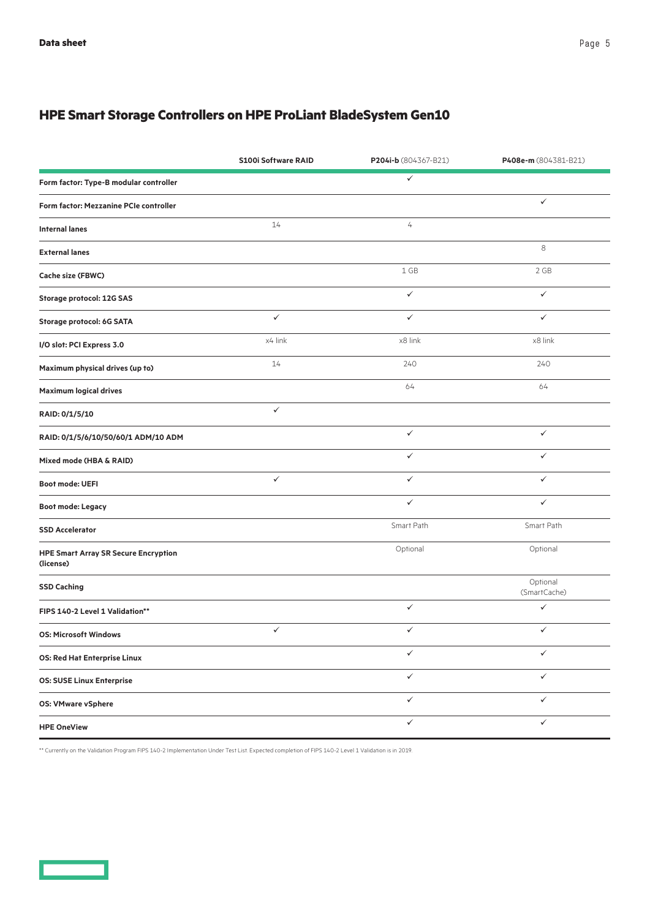## HPE Smart Storage Controllers on HPE ProLiant BladeSystem Gen10

| | **S100i Software RAID** | **P204i-b** (804367-B21) | **P408e-m** (804381-B21) |
|---|---|---|---|
| **Form factor: Type-B modular controller** | | ✓ | |
| **Form factor: Mezzanine PCIe controller** | | | ✓ |
| **Internal lanes** | 14 | 4 | |
| **External lanes** | | | 8 |
| **Cache size (FBWC)** | | 1 GB | 2 GB |
| **Storage protocol: 12G SAS** | | ✓ | ✓ |
| **Storage protocol: 6G SATA** | ✓ | ✓ | ✓ |
| **I/O slot: PCI Express 3.0** | x4 link | x8 link | x8 link |
| **Maximum physical drives (up to)** | 14 | 240 | 240 |
| **Maximum logical drives** | | 64 | 64 |
| **RAID: 0/1/5/10** | ✓ | | |
| **RAID: 0/1/5/6/10/50/60/1 ADM/10 ADM** | | ✓ | ✓ |
| **Mixed mode (HBA & RAID)** | | ✓ | ✓ |
| **Boot mode: UEFI** | ✓ | ✓ | ✓ |
| **Boot mode: Legacy** | | ✓ | ✓ |
| **SSD Accelerator** | | Smart Path | Smart Path |
| **HPE Smart Array SR Secure Encryption (license)** | | Optional | Optional |
| **SSD Caching** | | | Optional (SmartCache) |
| **FIPS 140-2 Level 1 Validation**** | | ✓ | ✓ |
| **OS: Microsoft Windows** | ✓ | ✓ | ✓ |
| **OS: Red Hat Enterprise Linux** | | ✓ | ✓ |
| **OS: SUSE Linux Enterprise** | | ✓ | ✓ |
| **OS: VMware vSphere** | | ✓ | ✓ |
| **HPE OneView** | | ✓ | ✓ |

** Currently on the Validation Program FIPS 140-2 Implementation Under Test List. Expected completion of FIPS 140-2 Level 1 Validation is in 2019.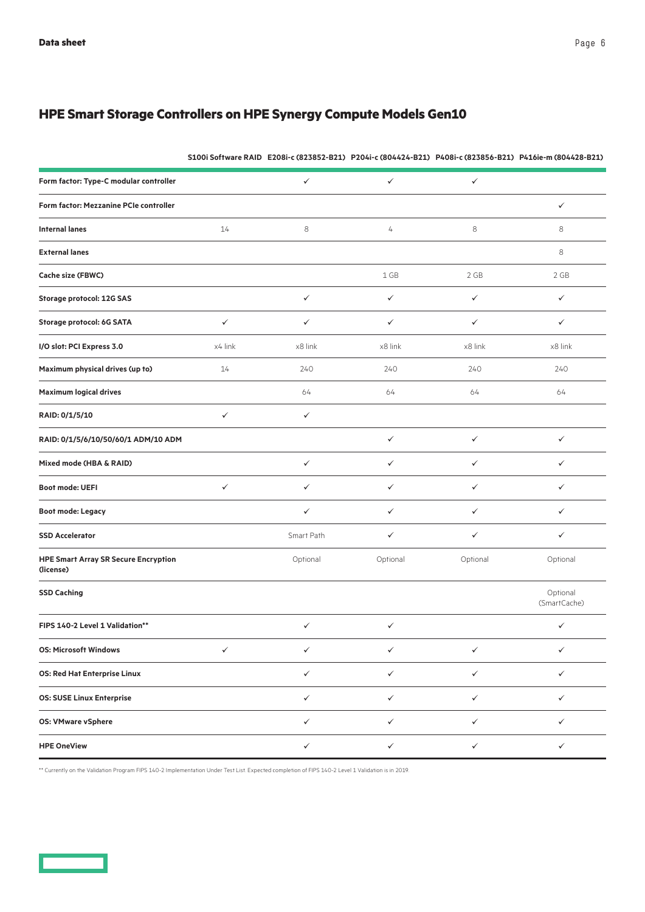## HPE Smart Storage Controllers on HPE Synergy Compute Models Gen10

| | S100i Software RAID | E208i-c (823852-B21) | P204i-c (804424-B21) | P408i-c (823856-B21) | P416ie-m (804428-B21) |
|---|---|---|---|---|---|
| **Form factor: Type-C modular controller** | | ✓ | ✓ | ✓ | |
| **Form factor: Mezzanine PCIe controller** | | | | | ✓ |
| **Internal lanes** | 14 | 8 | 4 | 8 | 8 |
| **External lanes** | | | | | 8 |
| **Cache size (FBWC)** | | | 1 GB | 2 GB | 2 GB |
| **Storage protocol: 12G SAS** | | ✓ | ✓ | ✓ | ✓ |
| **Storage protocol: 6G SATA** | ✓ | ✓ | ✓ | ✓ | ✓ |
| **I/O slot: PCI Express 3.0** | x4 link | x8 link | x8 link | x8 link | x8 link |
| **Maximum physical drives (up to)** | 14 | 240 | 240 | 240 | 240 |
| **Maximum logical drives** | | 64 | 64 | 64 | 64 |
| **RAID: 0/1/5/10** | ✓ | ✓ | | | |
| **RAID: 0/1/5/6/10/50/60/1 ADM/10 ADM** | | | ✓ | ✓ | ✓ |
| **Mixed mode (HBA & RAID)** | | ✓ | ✓ | ✓ | ✓ |
| **Boot mode: UEFI** | ✓ | ✓ | ✓ | ✓ | ✓ |
| **Boot mode: Legacy** | | ✓ | ✓ | ✓ | ✓ |
| **SSD Accelerator** | | Smart Path | ✓ | ✓ | ✓ |
| **HPE Smart Array SR Secure Encryption (license)** | | Optional | Optional | Optional | Optional |
| **SSD Caching** | | | | | Optional (SmartCache) |
| **FIPS 140-2 Level 1 Validation\*\*** | | ✓ | ✓ | | ✓ |
| **OS: Microsoft Windows** | ✓ | ✓ | ✓ | ✓ | ✓ |
| **OS: Red Hat Enterprise Linux** | | ✓ | ✓ | ✓ | ✓ |
| **OS: SUSE Linux Enterprise** | | ✓ | ✓ | ✓ | ✓ |
| **OS: VMware vSphere** | | ✓ | ✓ | ✓ | ✓ |
| **HPE OneView** | | ✓ | ✓ | ✓ | ✓ |

\*\* Currently on the Validation Program FIPS 140-2 Implementation Under Test List. Expected completion of FIPS 140-2 Level 1 Validation is in 2019.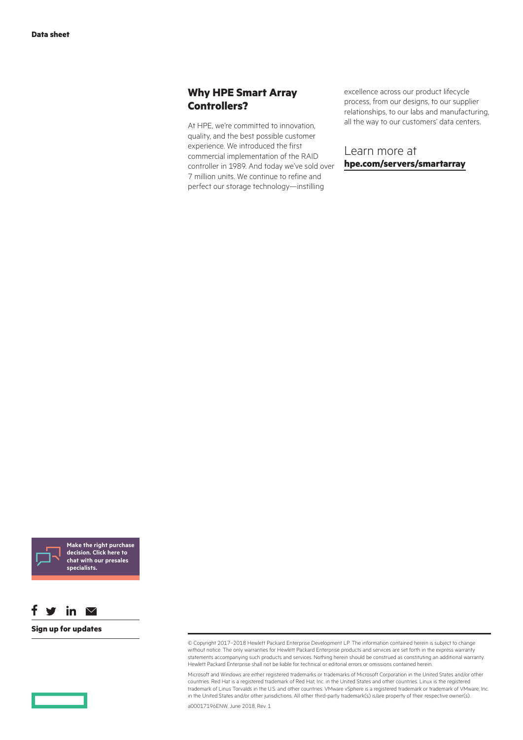## Why HPE Smart Array Controllers?

At HPE, we're committed to innovation, quality, and the best possible customer experience. We introduced the first commercial implementation of the RAID controller in 1989. And today we've sold over 7 million units. We continue to refine and perfect our storage technology—instilling excellence across our product lifecycle process, from our designs, to our supplier relationships, to our labs and manufacturing, all the way to our customers' data centers.

Learn more at
**hpe.com/servers/smartarray**

**Make the right purchase decision. Click here to chat with our presales specialists.**

**Sign up for updates**

© Copyright 2017–2018 Hewlett Packard Enterprise Development LP. The information contained herein is subject to change without notice. The only warranties for Hewlett Packard Enterprise products and services are set forth in the express warranty statements accompanying such products and services. Nothing herein should be construed as constituting an additional warranty. Hewlett Packard Enterprise shall not be liable for technical or editorial errors or omissions contained herein.

Microsoft and Windows are either registered trademarks or trademarks of Microsoft Corporation in the United States and/or other countries. Red Hat is a registered trademark of Red Hat, Inc. in the United States and other countries. Linux is the registered trademark of Linus Torvalds in the U.S. and other countries. VMware vSphere is a registered trademark or trademark of VMware, Inc. in the United States and/or other jurisdictions. All other third-party trademark(s) is/are property of their respective owner(s).

a00017196ENW, June 2018, Rev. 1